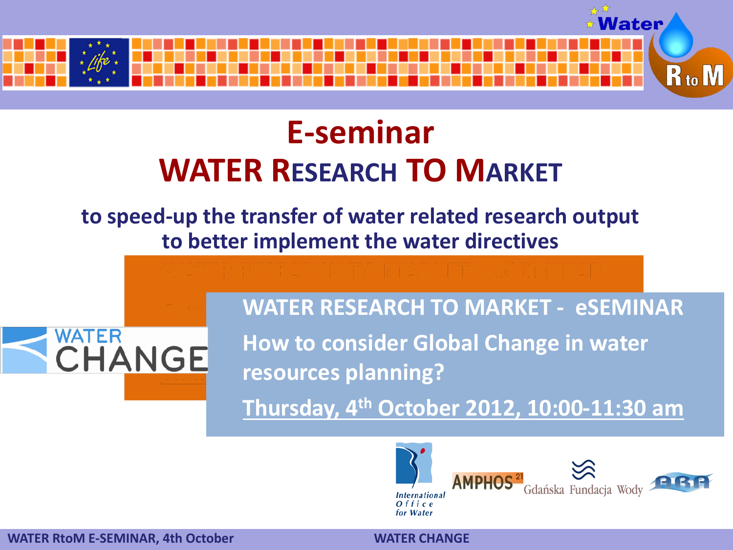# E-seminar

# WATER RESEARCH TO MARKET

**to speed-up the transfer of water related research output to better implement the water directives**

## WATER RESEARCH TO MARKET - eSEMINAR

## How to consider Global Change in water resources planning?

**Thursday, 4th October 2012, 10:00-11:30 am**

WATER CHANGE

International Office for Water

AMPHOS 21

Gdańska Fundacja Wody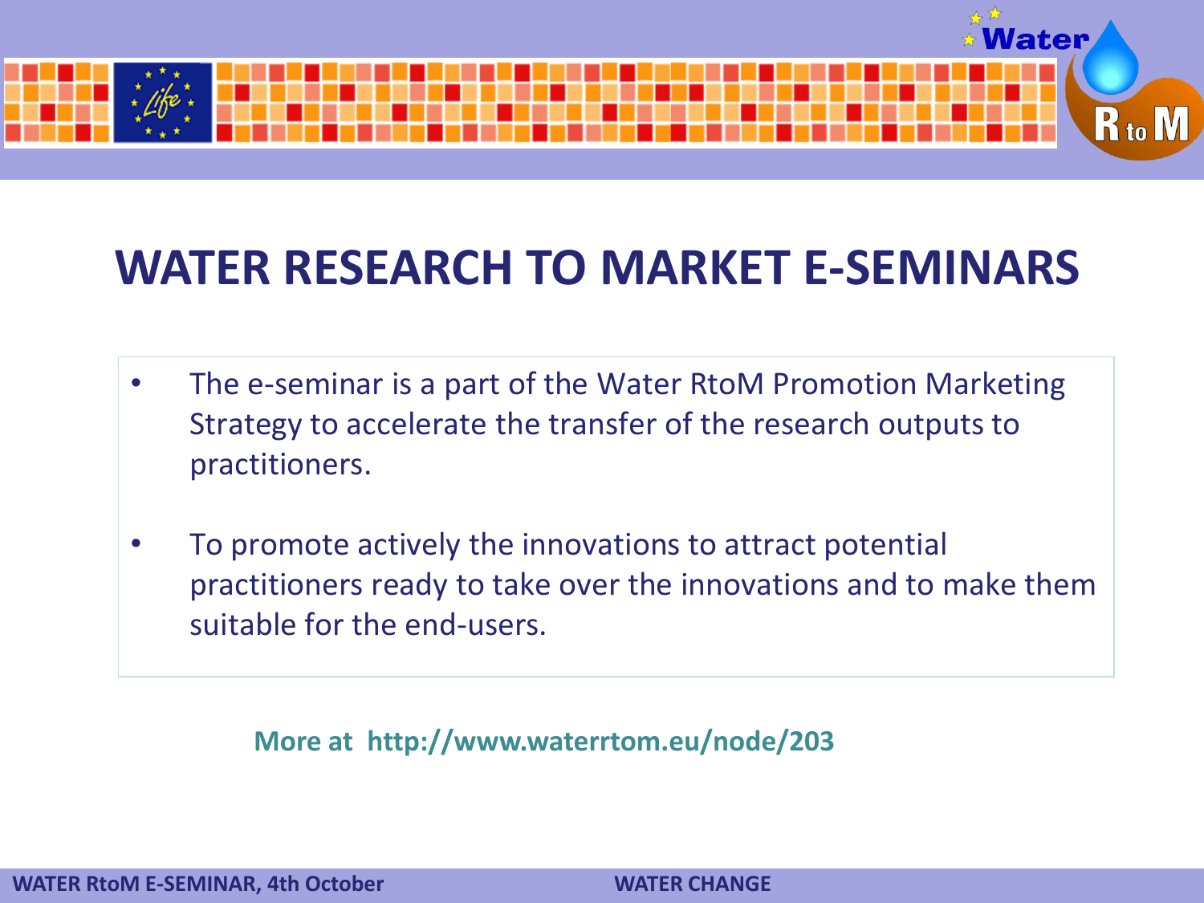# WATER RESEARCH TO MARKET E-SEMINARS

- The e-seminar is a part of the Water RtoM Promotion Marketing Strategy to accelerate the transfer of the research outputs to practitioners.
- To promote actively the innovations to attract potential practitioners ready to take over the innovations and to make them suitable for the end-users.

**More at http://www.waterrtom.eu/node/203**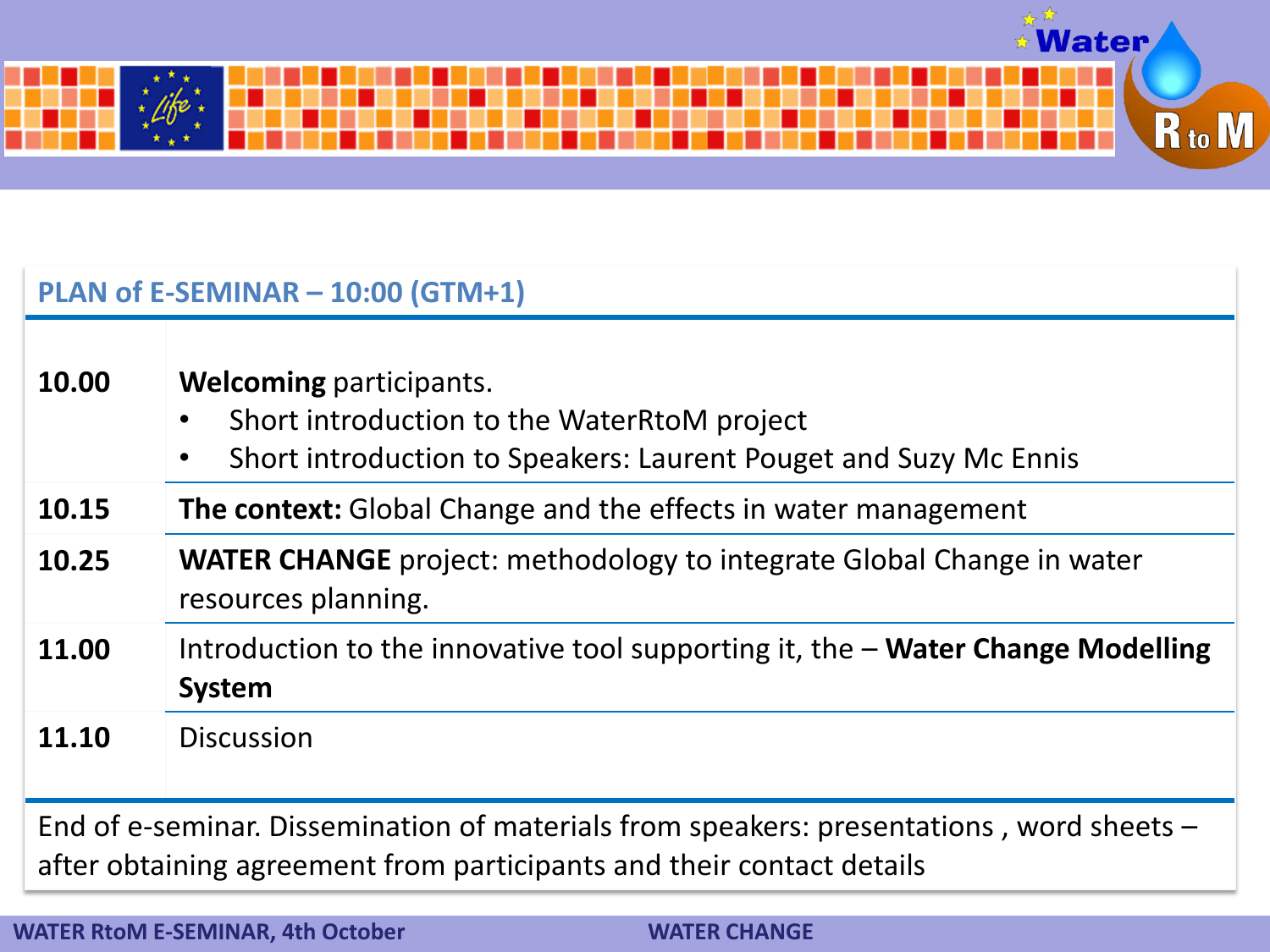## PLAN of E-SEMINAR – 10:00 (GTM+1)

| | |
|---|---|
| **10.00** | **Welcoming** participants.<br>• Short introduction to the WaterRtoM project<br>• Short introduction to Speakers: Laurent Pouget and Suzy Mc Ennis |
| **10.15** | **The context:** Global Change and the effects in water management |
| **10.25** | **WATER CHANGE** project: methodology to integrate Global Change in water resources planning. |
| **11.00** | Introduction to the innovative tool supporting it, the – **Water Change Modelling System** |
| **11.10** | Discussion |

End of e-seminar. Dissemination of materials from speakers: presentations , word sheets – after obtaining agreement from participants and their contact details